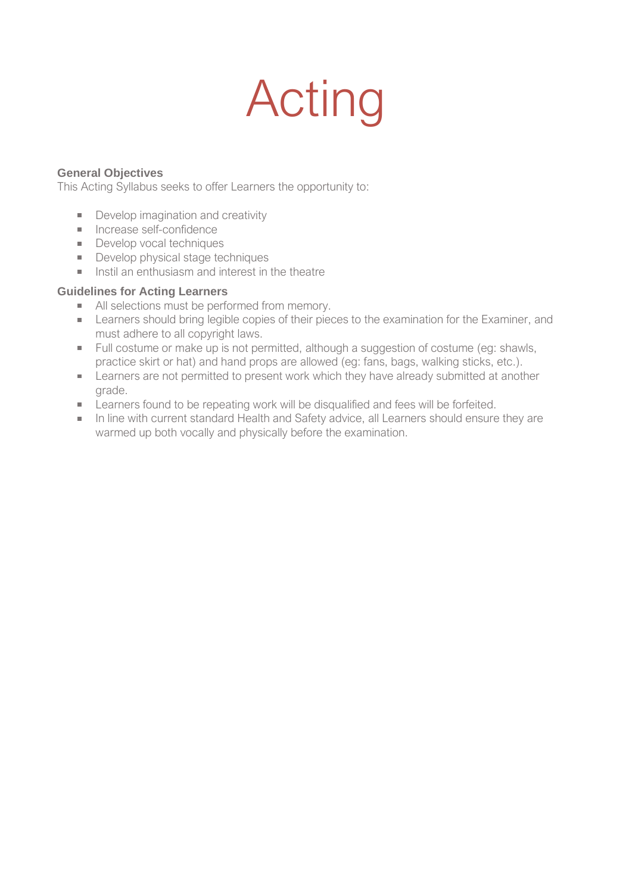# Acting

### General Objectives

This Acting Syllabus seeks to offer Learners the opportunity to:

- Develop imagination and creativity
- Increase self-confidence
- Develop vocal techniques
- Develop physical stage techniques
- Instil an enthusiasm and interest in the theatre

### Guidelines for Acting Learners

- All selections must be performed from memory.
- Learners should bring legible copies of their pieces to the examination for the Examiner, and must adhere to all copyright laws.
- Full costume or make up is not permitted, although a suggestion of costume (eg: shawls, practice skirt or hat) and hand props are allowed (eg: fans, bags, walking sticks, etc.).
- Learners are not permitted to present work which they have already submitted at another grade.
- Learners found to be repeating work will be disqualified and fees will be forfeited.
- In line with current standard Health and Safety advice, all Learners should ensure they are warmed up both vocally and physically before the examination.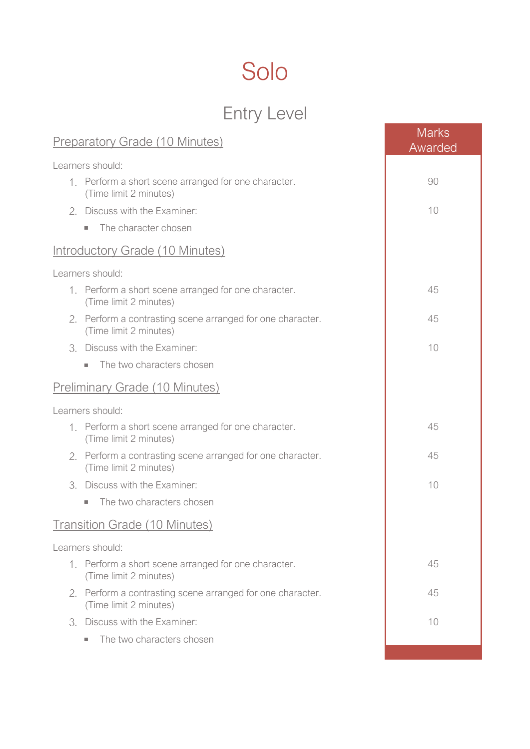# Solo

## Entry Level

| | Marks Awarded |
|---|---|
| **Preparatory Grade (10 Minutes)** | |
| Learners should: | |
| 1. Perform a short scene arranged for one character. (Time limit 2 minutes) | 90 |
| 2. Discuss with the Examiner: | 10 |
| ▪ The character chosen | |
| **Introductory Grade (10 Minutes)** | |
| Learners should: | |
| 1. Perform a short scene arranged for one character. (Time limit 2 minutes) | 45 |
| 2. Perform a contrasting scene arranged for one character. (Time limit 2 minutes) | 45 |
| 3. Discuss with the Examiner: | 10 |
| ▪ The two characters chosen | |
| **Preliminary Grade (10 Minutes)** | |
| Learners should: | |
| 1. Perform a short scene arranged for one character. (Time limit 2 minutes) | 45 |
| 2. Perform a contrasting scene arranged for one character. (Time limit 2 minutes) | 45 |
| 3. Discuss with the Examiner: | 10 |
| ▪ The two characters chosen | |
| **Transition Grade (10 Minutes)** | |
| Learners should: | |
| 1. Perform a short scene arranged for one character. (Time limit 2 minutes) | 45 |
| 2. Perform a contrasting scene arranged for one character. (Time limit 2 minutes) | 45 |
| 3. Discuss with the Examiner: | 10 |
| ▪ The two characters chosen | |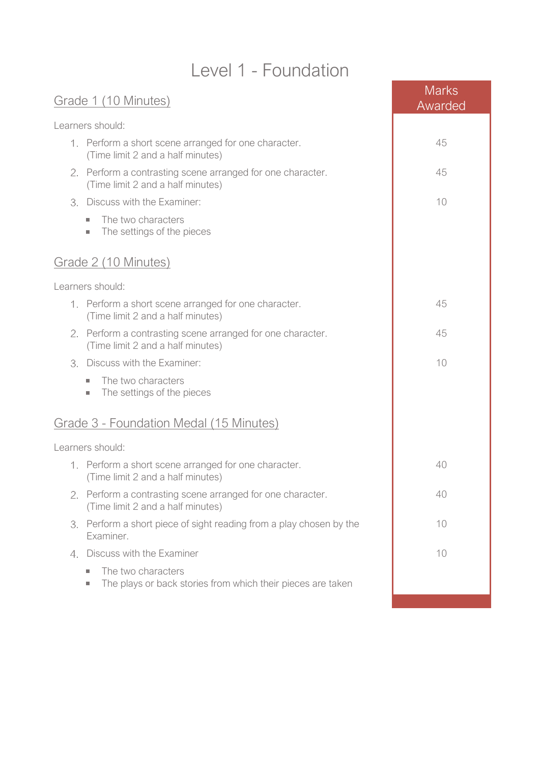# Level 1 - Foundation

| | Marks Awarded |
|---|---|
| **Grade 1 (10 Minutes)** | |
| Learners should: | |
| 1. Perform a short scene arranged for one character. (Time limit 2 and a half minutes) | 45 |
| 2. Perform a contrasting scene arranged for one character. (Time limit 2 and a half minutes) | 45 |
| 3. Discuss with the Examiner: <br>▪ The two characters <br>▪ The settings of the pieces | 10 |
| **Grade 2 (10 Minutes)** | |
| Learners should: | |
| 1. Perform a short scene arranged for one character. (Time limit 2 and a half minutes) | 45 |
| 2. Perform a contrasting scene arranged for one character. (Time limit 2 and a half minutes) | 45 |
| 3. Discuss with the Examiner: <br>▪ The two characters <br>▪ The settings of the pieces | 10 |
| **Grade 3 - Foundation Medal (15 Minutes)** | |
| Learners should: | |
| 1. Perform a short scene arranged for one character. (Time limit 2 and a half minutes) | 40 |
| 2. Perform a contrasting scene arranged for one character. (Time limit 2 and a half minutes) | 40 |
| 3. Perform a short piece of sight reading from a play chosen by the Examiner. | 10 |
| 4. Discuss with the Examiner <br>▪ The two characters <br>▪ The plays or back stories from which their pieces are taken | 10 |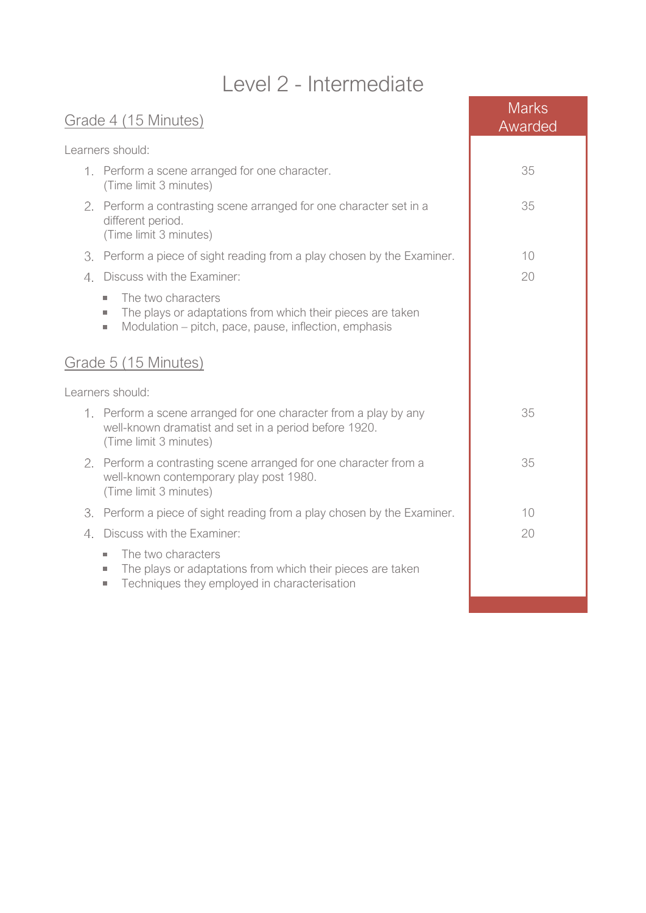# Level 2 - Intermediate

## Grade 4 (15 Minutes)

Learners should:

| | Marks Awarded |
|---|---|
| 1. Perform a scene arranged for one character. (Time limit 3 minutes) | 35 |
| 2. Perform a contrasting scene arranged for one character set in a different period. (Time limit 3 minutes) | 35 |
| 3. Perform a piece of sight reading from a play chosen by the Examiner. | 10 |
| 4. Discuss with the Examiner: | 20 |

- The two characters
- The plays or adaptations from which their pieces are taken
- Modulation – pitch, pace, pause, inflection, emphasis

## Grade 5 (15 Minutes)

Learners should:

| | Marks Awarded |
|---|---|
| 1. Perform a scene arranged for one character from a play by any well-known dramatist and set in a period before 1920. (Time limit 3 minutes) | 35 |
| 2. Perform a contrasting scene arranged for one character from a well-known contemporary play post 1980. (Time limit 3 minutes) | 35 |
| 3. Perform a piece of sight reading from a play chosen by the Examiner. | 10 |
| 4. Discuss with the Examiner: | 20 |

- The two characters
- The plays or adaptations from which their pieces are taken
- Techniques they employed in characterisation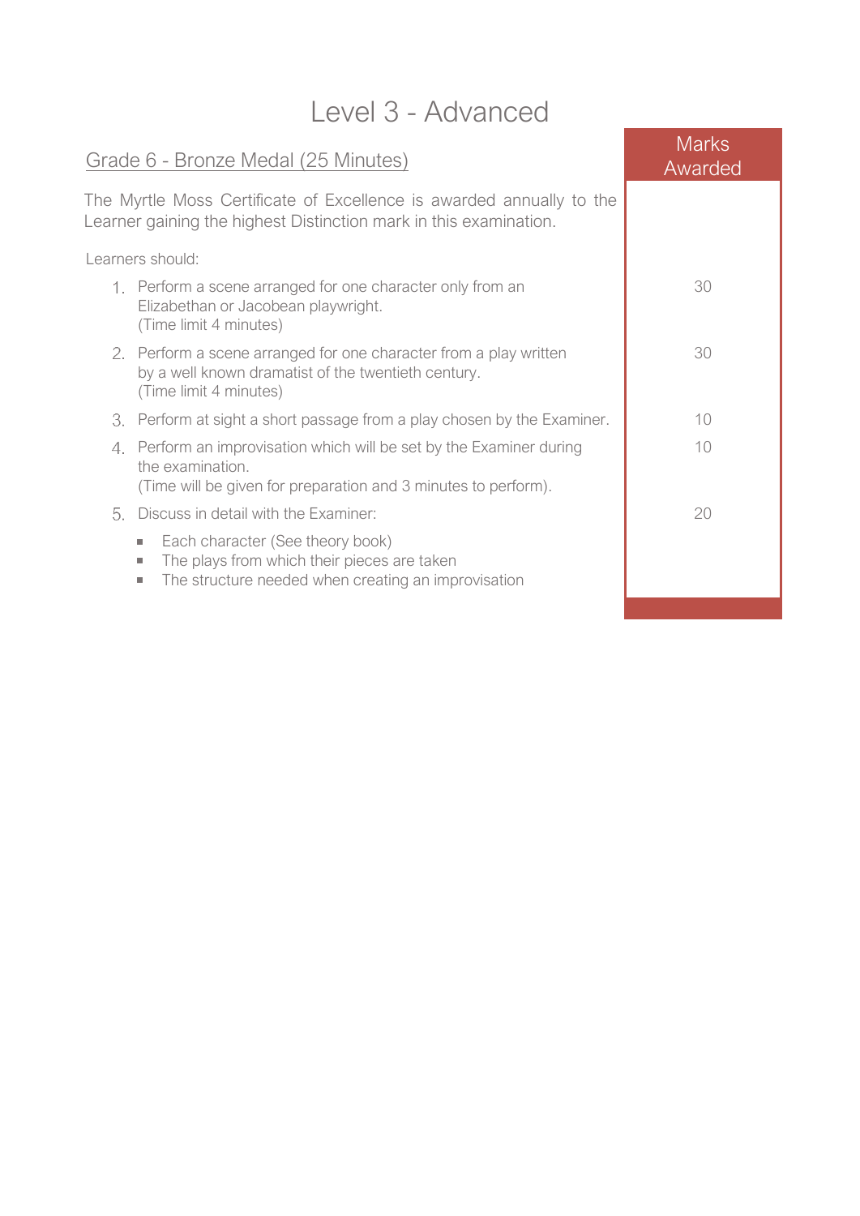# Level 3 - Advanced

## Grade 6 - Bronze Medal (25 Minutes)

The Myrtle Moss Certificate of Excellence is awarded annually to the Learner gaining the highest Distinction mark in this examination.

Learners should:

| | Marks Awarded |
|---|---|
| 1. Perform a scene arranged for one character only from an Elizabethan or Jacobean playwright. (Time limit 4 minutes) | 30 |
| 2. Perform a scene arranged for one character from a play written by a well known dramatist of the twentieth century. (Time limit 4 minutes) | 30 |
| 3. Perform at sight a short passage from a play chosen by the Examiner. | 10 |
| 4. Perform an improvisation which will be set by the Examiner during the examination. (Time will be given for preparation and 3 minutes to perform). | 10 |
| 5. Discuss in detail with the Examiner: <br>▪ Each character (See theory book)<br>▪ The plays from which their pieces are taken<br>▪ The structure needed when creating an improvisation | 20 |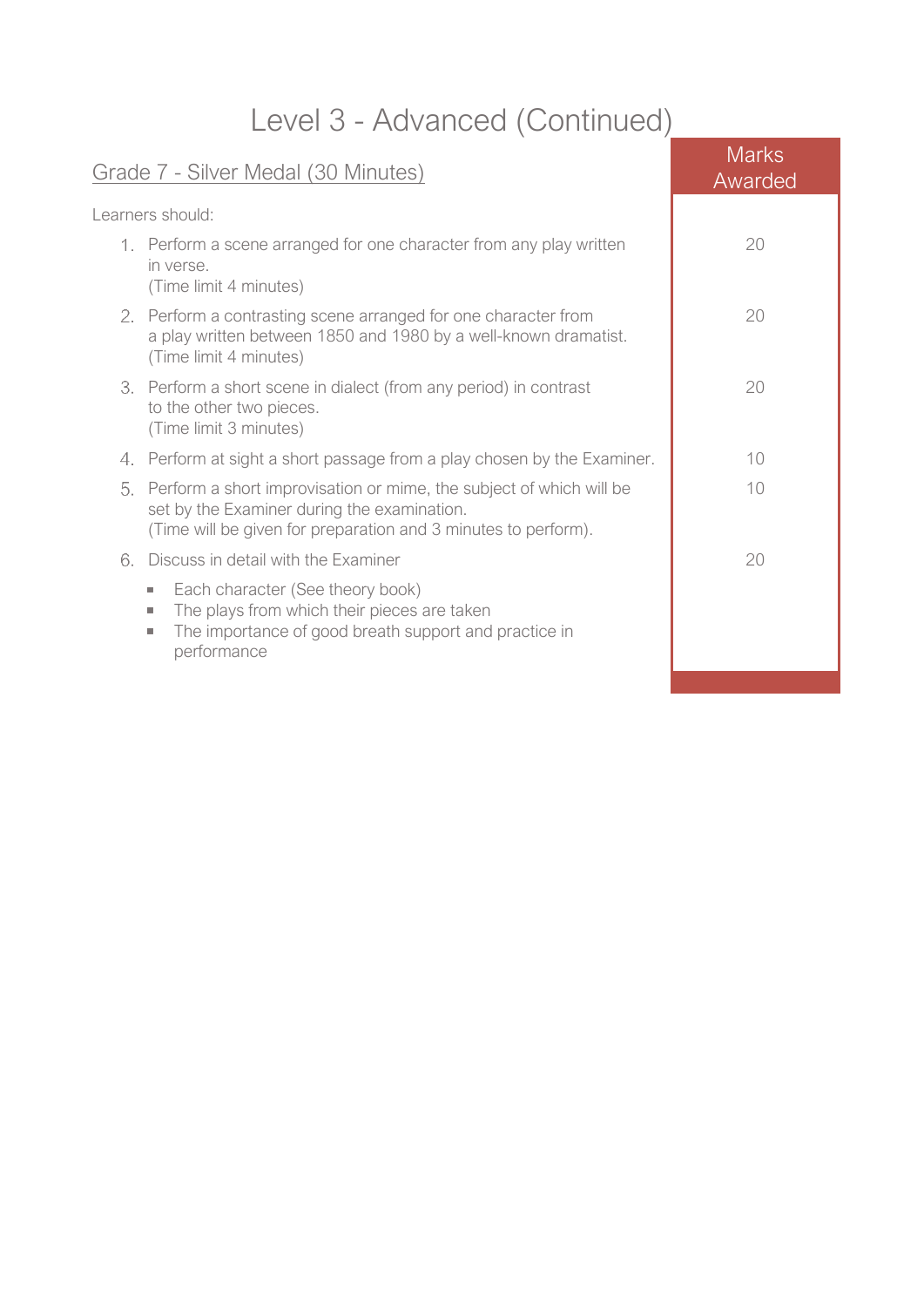# Level 3 - Advanced (Continued)

## Grade 7 - Silver Medal (30 Minutes)

Learners should:

| | Marks Awarded |
|---|---|
| 1. Perform a scene arranged for one character from any play written in verse. (Time limit 4 minutes) | 20 |
| 2. Perform a contrasting scene arranged for one character from a play written between 1850 and 1980 by a well-known dramatist. (Time limit 4 minutes) | 20 |
| 3. Perform a short scene in dialect (from any period) in contrast to the other two pieces. (Time limit 3 minutes) | 20 |
| 4. Perform at sight a short passage from a play chosen by the Examiner. | 10 |
| 5. Perform a short improvisation or mime, the subject of which will be set by the Examiner during the examination. (Time will be given for preparation and 3 minutes to perform). | 10 |
| 6. Discuss in detail with the Examiner<br>▪ Each character (See theory book)<br>▪ The plays from which their pieces are taken<br>▪ The importance of good breath support and practice in performance | 20 |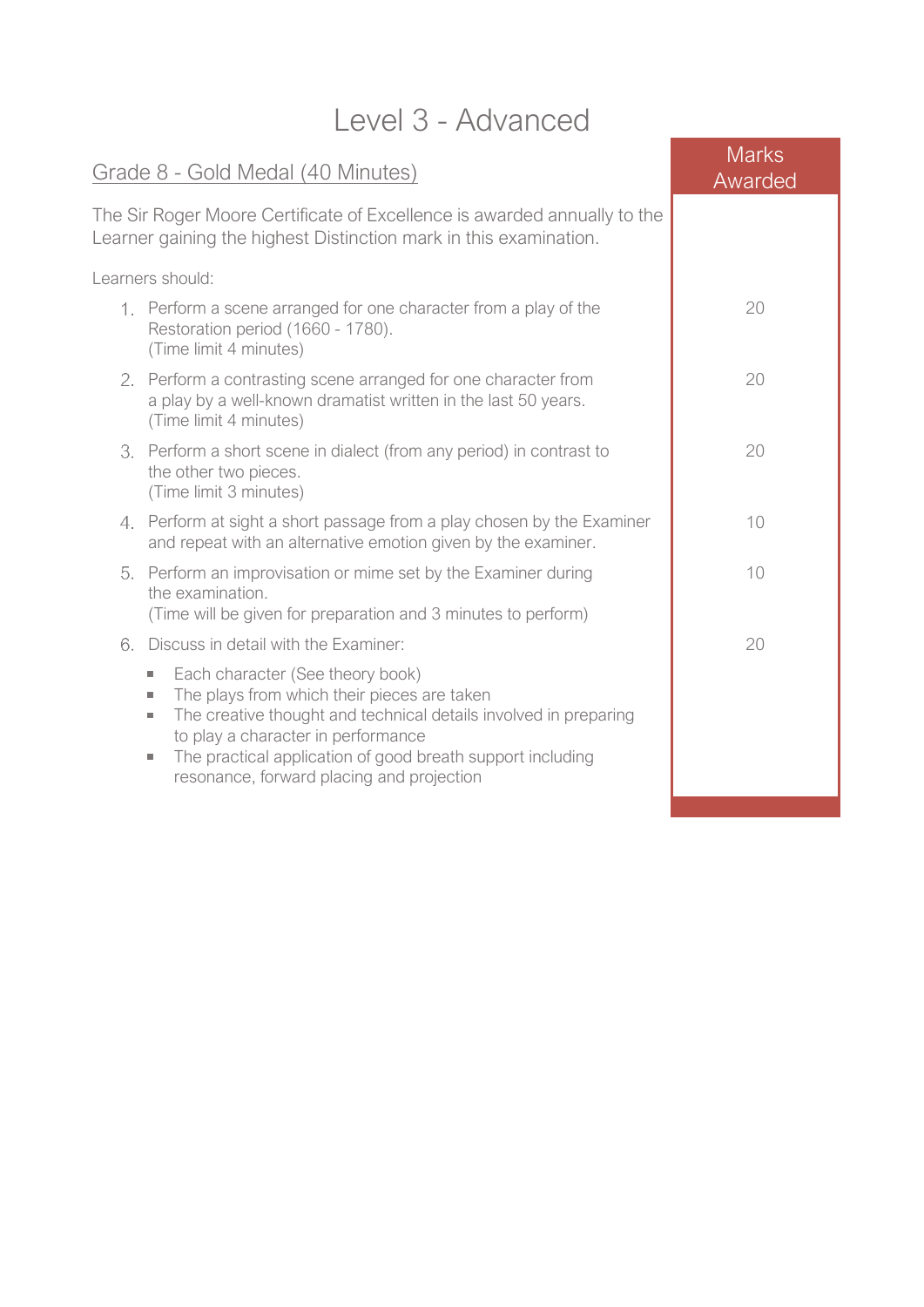# Level 3 - Advanced

## Grade 8 - Gold Medal (40 Minutes)

The Sir Roger Moore Certificate of Excellence is awarded annually to the Learner gaining the highest Distinction mark in this examination.

Learners should:

| | Marks Awarded |
|---|---|
| 1. Perform a scene arranged for one character from a play of the Restoration period (1660 - 1780). (Time limit 4 minutes) | 20 |
| 2. Perform a contrasting scene arranged for one character from a play by a well-known dramatist written in the last 50 years. (Time limit 4 minutes) | 20 |
| 3. Perform a short scene in dialect (from any period) in contrast to the other two pieces. (Time limit 3 minutes) | 20 |
| 4. Perform at sight a short passage from a play chosen by the Examiner and repeat with an alternative emotion given by the examiner. | 10 |
| 5. Perform an improvisation or mime set by the Examiner during the examination. (Time will be given for preparation and 3 minutes to perform) | 10 |
| 6. Discuss in detail with the Examiner: <br>▪ Each character (See theory book)<br>▪ The plays from which their pieces are taken<br>▪ The creative thought and technical details involved in preparing to play a character in performance<br>▪ The practical application of good breath support including resonance, forward placing and projection | 20 |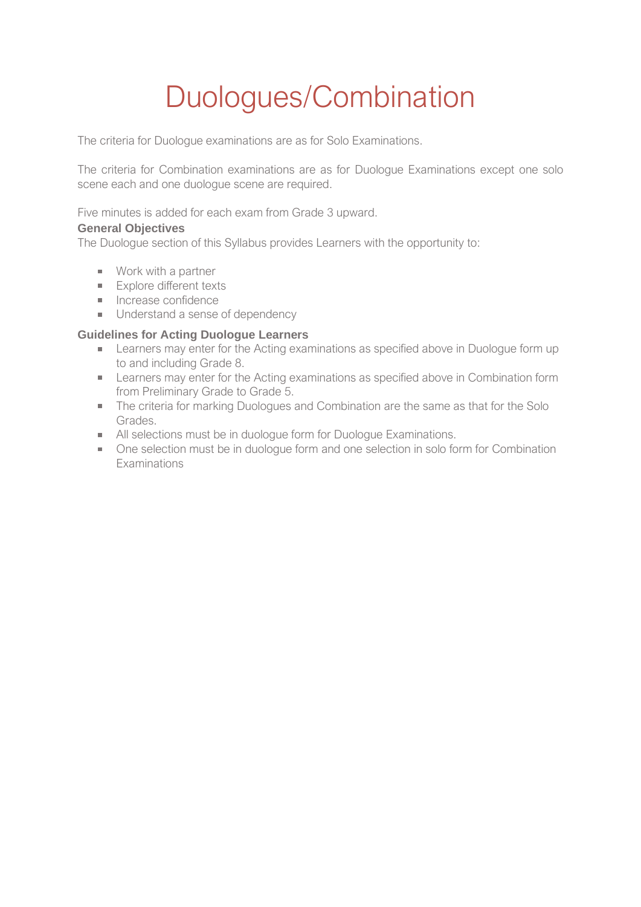# Duologues/Combination

The criteria for Duologue examinations are as for Solo Examinations.

The criteria for Combination examinations are as for Duologue Examinations except one solo scene each and one duologue scene are required.

Five minutes is added for each exam from Grade 3 upward.

**General Objectives**

The Duologue section of this Syllabus provides Learners with the opportunity to:

- Work with a partner
- Explore different texts
- Increase confidence
- Understand a sense of dependency

**Guidelines for Acting Duologue Learners**

- Learners may enter for the Acting examinations as specified above in Duologue form up to and including Grade 8.
- Learners may enter for the Acting examinations as specified above in Combination form from Preliminary Grade to Grade 5.
- The criteria for marking Duologues and Combination are the same as that for the Solo Grades.
- All selections must be in duologue form for Duologue Examinations.
- One selection must be in duologue form and one selection in solo form for Combination Examinations